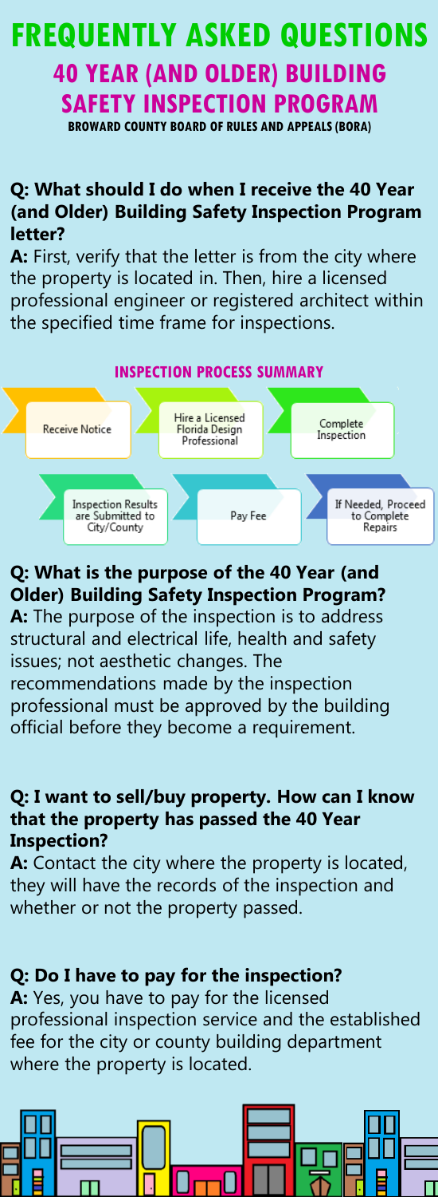# FREQUENTLY ASKED QUESTIONS

## 40 YEAR (AND OLDER) BUILDING SAFETY INSPECTION PROGRAM

**BROWARD COUNTY BOARD OF RULES AND APPEALS (BORA)**

**Q: What should I do when I receive the 40 Year (and Older) Building Safety Inspection Program letter?**

**A:** First, verify that the letter is from the city where the property is located in. Then, hire a licensed professional engineer or registered architect within the specified time frame for inspections.

### INSPECTION PROCESS SUMMARY

1. Receive Notice
2. Hire a Licensed Florida Design Professional
3. Complete Inspection
4. Inspection Results are Submitted to City/County
5. Pay Fee
6. If Needed, Proceed to Complete Repairs

**Q: What is the purpose of the 40 Year (and Older) Building Safety Inspection Program?**

**A:** The purpose of the inspection is to address structural and electrical life, health and safety issues; not aesthetic changes. The recommendations made by the inspection professional must be approved by the building official before they become a requirement.

**Q: I want to sell/buy property. How can I know that the property has passed the 40 Year Inspection?**

**A:** Contact the city where the property is located, they will have the records of the inspection and whether or not the property passed.

**Q: Do I have to pay for the inspection?**

**A:** Yes, you have to pay for the licensed professional inspection service and the established fee for the city or county building department where the property is located.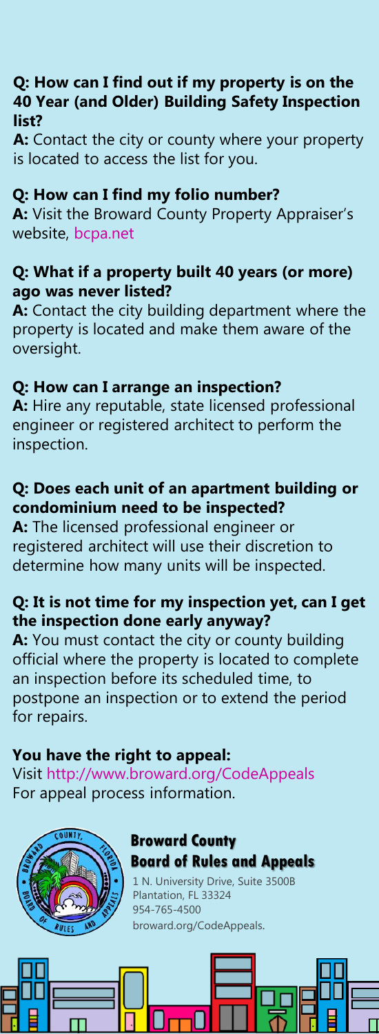**Q: How can I find out if my property is on the 40 Year (and Older) Building Safety Inspection list?**

**A:** Contact the city or county where your property is located to access the list for you.

**Q: How can I find my folio number?**

**A:** Visit the Broward County Property Appraiser's website, bcpa.net

**Q: What if a property built 40 years (or more) ago was never listed?**

**A:** Contact the city building department where the property is located and make them aware of the oversight.

**Q: How can I arrange an inspection?**

**A:** Hire any reputable, state licensed professional engineer or registered architect to perform the inspection.

**Q: Does each unit of an apartment building or condominium need to be inspected?**

**A:** The licensed professional engineer or registered architect will use their discretion to determine how many units will be inspected.

**Q: It is not time for my inspection yet, can I get the inspection done early anyway?**

**A:** You must contact the city or county building official where the property is located to complete an inspection before its scheduled time, to postpone an inspection or to extend the period for repairs.

**You have the right to appeal:**

Visit http://www.broward.org/CodeAppeals For appeal process information.

**Broward County Board of Rules and Appeals**

1 N. University Drive, Suite 3500B
Plantation, FL 33324
954-765-4500
broward.org/CodeAppeals.